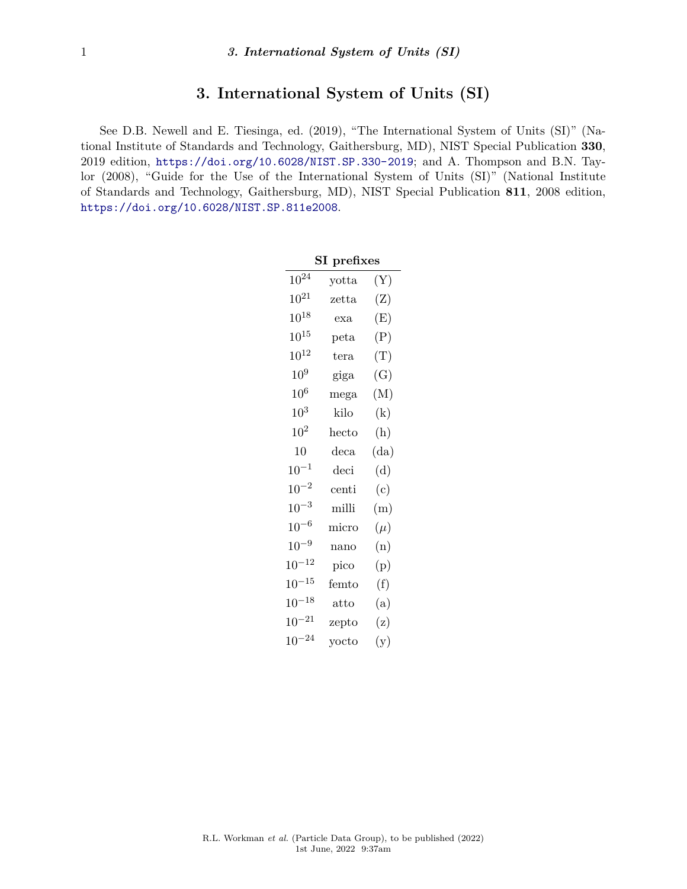# 3. International System of Units (SI)

See D.B. Newell and E. Tiesinga, ed. (2019), "The International System of Units (SI)" (National Institute of Standards and Technology, Gaithersburg, MD), NIST Special Publication **330**, 2019 edition, https://doi.org/10.6028/NIST.SP.330-2019; and A. Thompson and B.N. Taylor (2008), "Guide for the Use of the International System of Units (SI)" (National Institute of Standards and Technology, Gaithersburg, MD), NIST Special Publication **811**, 2008 edition, https://doi.org/10.6028/NIST.SP.811e2008.

| **SI prefixes** | | |
|---|---|---|
| $10^{24}$ | yotta | (Y) |
| $10^{21}$ | zetta | (Z) |
| $10^{18}$ | exa | (E) |
| $10^{15}$ | peta | (P) |
| $10^{12}$ | tera | (T) |
| $10^{9}$ | giga | (G) |
| $10^{6}$ | mega | (M) |
| $10^{3}$ | kilo | (k) |
| $10^{2}$ | hecto | (h) |
| 10 | deca | (da) |
| $10^{-1}$ | deci | (d) |
| $10^{-2}$ | centi | (c) |
| $10^{-3}$ | milli | (m) |
| $10^{-6}$ | micro | ($\mu$) |
| $10^{-9}$ | nano | (n) |
| $10^{-12}$ | pico | (p) |
| $10^{-15}$ | femto | (f) |
| $10^{-18}$ | atto | (a) |
| $10^{-21}$ | zepto | (z) |
| $10^{-24}$ | yocto | (y) |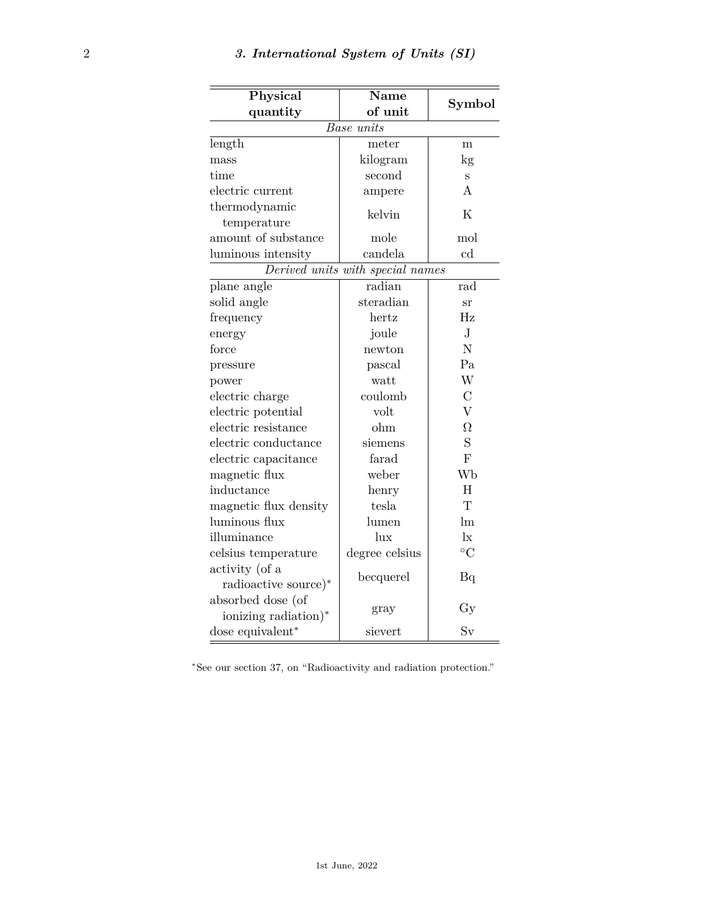| Physical quantity | Name of unit | Symbol |
|---|---|---|
| *Base units* | | |
| length | meter | m |
| mass | kilogram | kg |
| time | second | s |
| electric current | ampere | A |
| thermodynamic temperature | kelvin | K |
| amount of substance | mole | mol |
| luminous intensity | candela | cd |
| *Derived units with special names* | | |
| plane angle | radian | rad |
| solid angle | steradian | sr |
| frequency | hertz | Hz |
| energy | joule | J |
| force | newton | N |
| pressure | pascal | Pa |
| power | watt | W |
| electric charge | coulomb | C |
| electric potential | volt | V |
| electric resistance | ohm | Ω |
| electric conductance | siemens | S |
| electric capacitance | farad | F |
| magnetic flux | weber | Wb |
| inductance | henry | H |
| magnetic flux density | tesla | T |
| luminous flux | lumen | lm |
| illuminance | lux | lx |
| celsius temperature | degree celsius | °C |
| activity (of a radioactive source)* | becquerel | Bq |
| absorbed dose (of ionizing radiation)* | gray | Gy |
| dose equivalent* | sievert | Sv |

*See our section 37, on "Radioactivity and radiation protection."